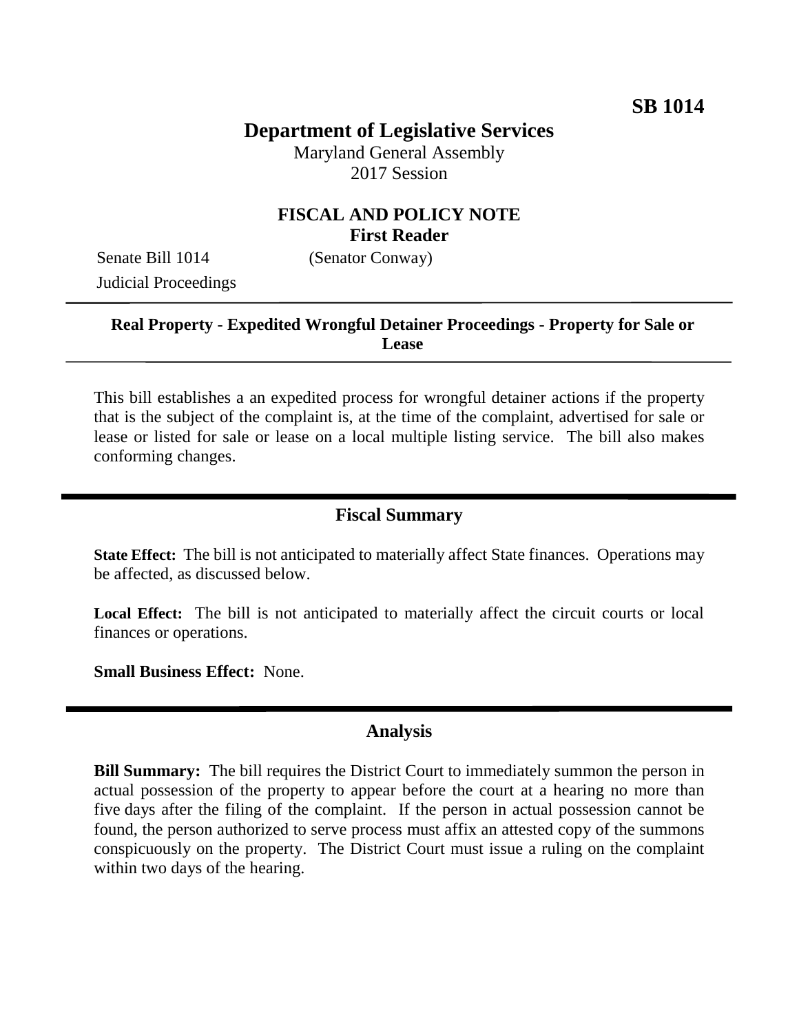**SB 1014**

# Department of Legislative Services

Maryland General Assembly
2017 Session

## FISCAL AND POLICY NOTE
**First Reader**

Senate Bill 1014 (Senator Conway)
Judicial Proceedings

---

**Real Property - Expedited Wrongful Detainer Proceedings - Property for Sale or Lease**

---

This bill establishes a an expedited process for wrongful detainer actions if the property that is the subject of the complaint is, at the time of the complaint, advertised for sale or lease or listed for sale or lease on a local multiple listing service. The bill also makes conforming changes.

## Fiscal Summary

**State Effect:** The bill is not anticipated to materially affect State finances. Operations may be affected, as discussed below.

**Local Effect:** The bill is not anticipated to materially affect the circuit courts or local finances or operations.

**Small Business Effect:** None.

## Analysis

**Bill Summary:** The bill requires the District Court to immediately summon the person in actual possession of the property to appear before the court at a hearing no more than five days after the filing of the complaint. If the person in actual possession cannot be found, the person authorized to serve process must affix an attested copy of the summons conspicuously on the property. The District Court must issue a ruling on the complaint within two days of the hearing.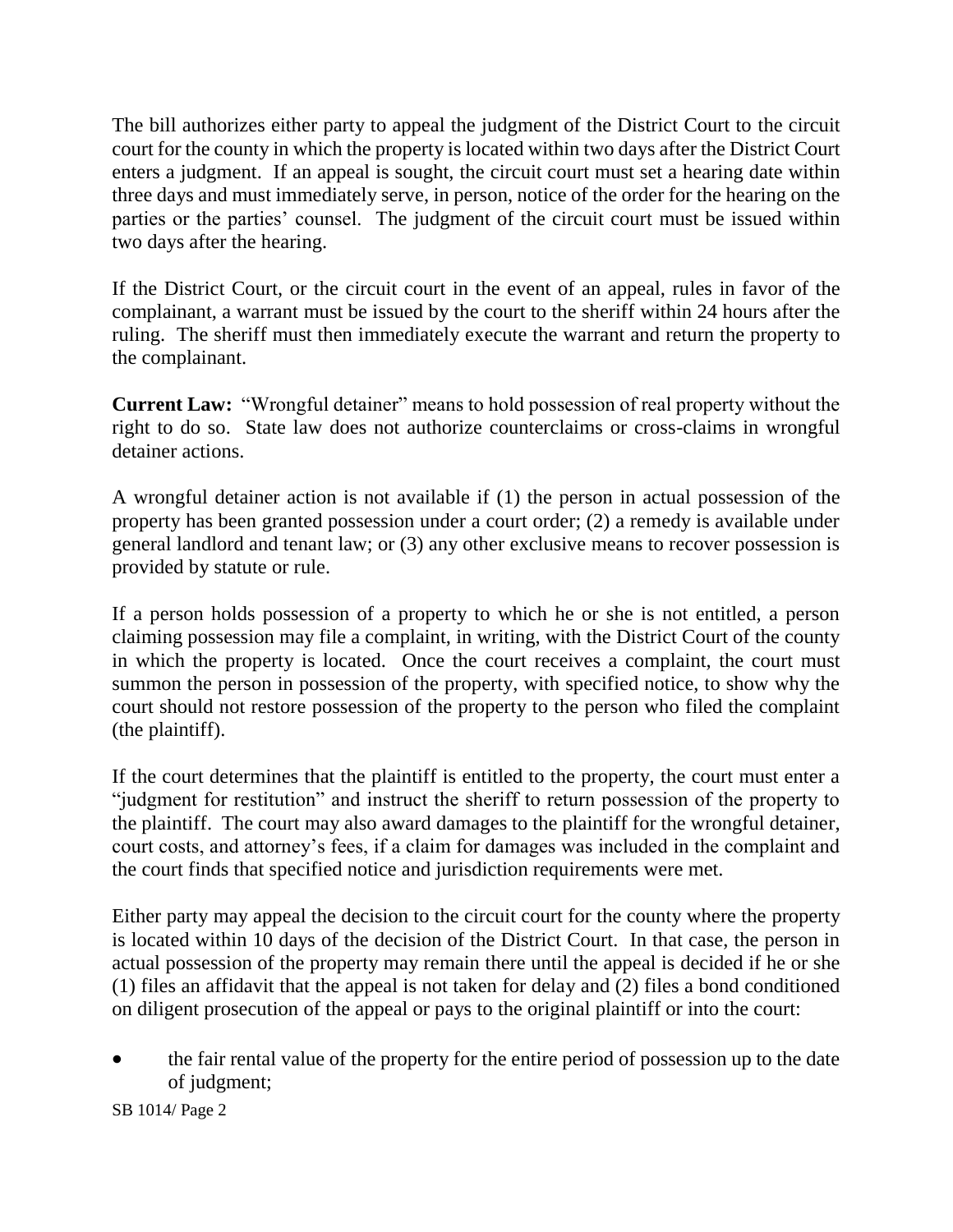The bill authorizes either party to appeal the judgment of the District Court to the circuit court for the county in which the property is located within two days after the District Court enters a judgment. If an appeal is sought, the circuit court must set a hearing date within three days and must immediately serve, in person, notice of the order for the hearing on the parties or the parties' counsel. The judgment of the circuit court must be issued within two days after the hearing.

If the District Court, or the circuit court in the event of an appeal, rules in favor of the complainant, a warrant must be issued by the court to the sheriff within 24 hours after the ruling. The sheriff must then immediately execute the warrant and return the property to the complainant.

**Current Law:** "Wrongful detainer" means to hold possession of real property without the right to do so. State law does not authorize counterclaims or cross-claims in wrongful detainer actions.

A wrongful detainer action is not available if (1) the person in actual possession of the property has been granted possession under a court order; (2) a remedy is available under general landlord and tenant law; or (3) any other exclusive means to recover possession is provided by statute or rule.

If a person holds possession of a property to which he or she is not entitled, a person claiming possession may file a complaint, in writing, with the District Court of the county in which the property is located. Once the court receives a complaint, the court must summon the person in possession of the property, with specified notice, to show why the court should not restore possession of the property to the person who filed the complaint (the plaintiff).

If the court determines that the plaintiff is entitled to the property, the court must enter a "judgment for restitution" and instruct the sheriff to return possession of the property to the plaintiff. The court may also award damages to the plaintiff for the wrongful detainer, court costs, and attorney's fees, if a claim for damages was included in the complaint and the court finds that specified notice and jurisdiction requirements were met.

Either party may appeal the decision to the circuit court for the county where the property is located within 10 days of the decision of the District Court. In that case, the person in actual possession of the property may remain there until the appeal is decided if he or she (1) files an affidavit that the appeal is not taken for delay and (2) files a bond conditioned on diligent prosecution of the appeal or pays to the original plaintiff or into the court:

- the fair rental value of the property for the entire period of possession up to the date of judgment;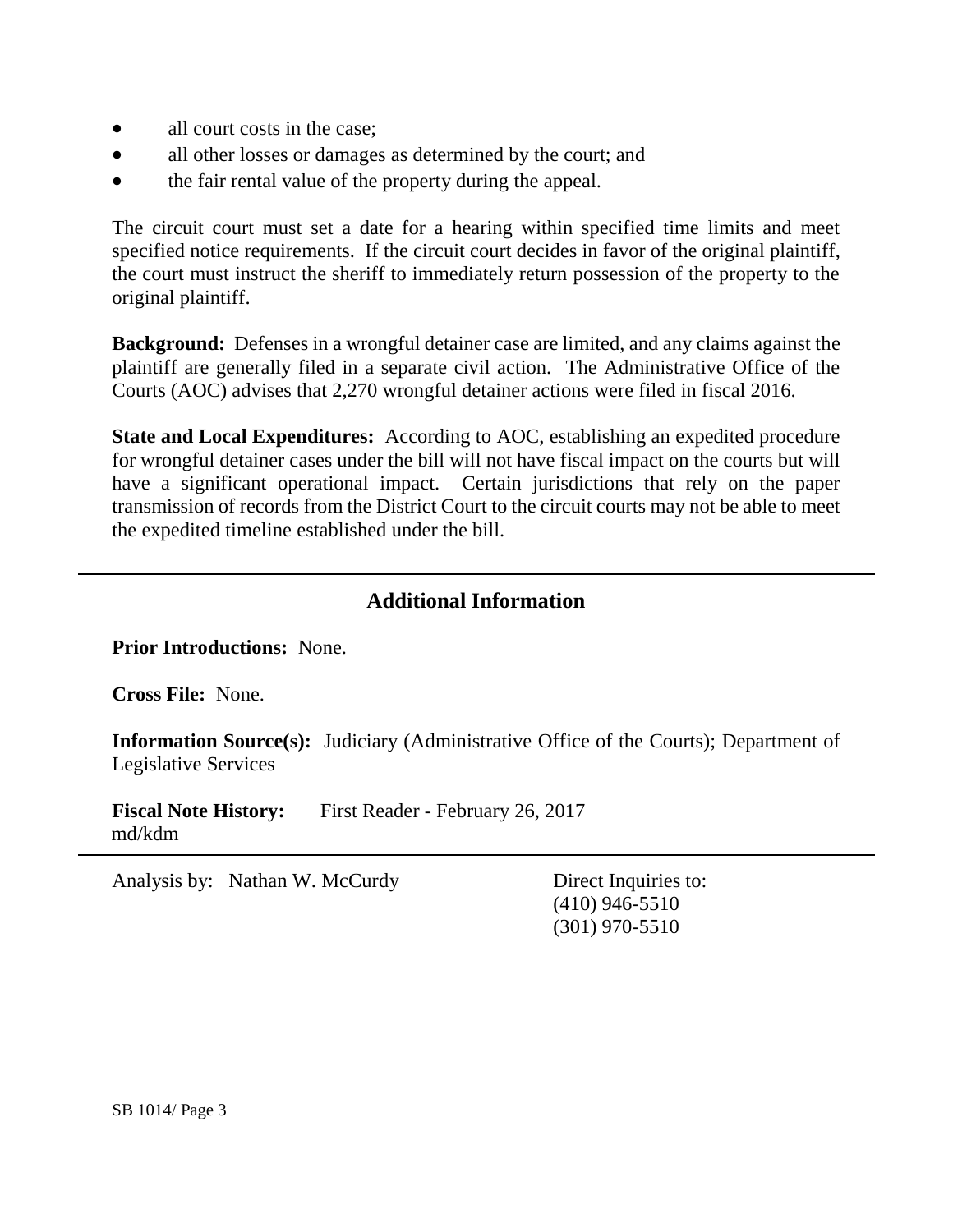- all court costs in the case;
- all other losses or damages as determined by the court; and
- the fair rental value of the property during the appeal.

The circuit court must set a date for a hearing within specified time limits and meet specified notice requirements. If the circuit court decides in favor of the original plaintiff, the court must instruct the sheriff to immediately return possession of the property to the original plaintiff.

**Background:** Defenses in a wrongful detainer case are limited, and any claims against the plaintiff are generally filed in a separate civil action. The Administrative Office of the Courts (AOC) advises that 2,270 wrongful detainer actions were filed in fiscal 2016.

**State and Local Expenditures:** According to AOC, establishing an expedited procedure for wrongful detainer cases under the bill will not have fiscal impact on the courts but will have a significant operational impact. Certain jurisdictions that rely on the paper transmission of records from the District Court to the circuit courts may not be able to meet the expedited timeline established under the bill.

## Additional Information

**Prior Introductions:** None.

**Cross File:** None.

**Information Source(s):** Judiciary (Administrative Office of the Courts); Department of Legislative Services

**Fiscal Note History:** First Reader - February 26, 2017
md/kdm

Analysis by: Nathan W. McCurdy

Direct Inquiries to:
(410) 946-5510
(301) 970-5510